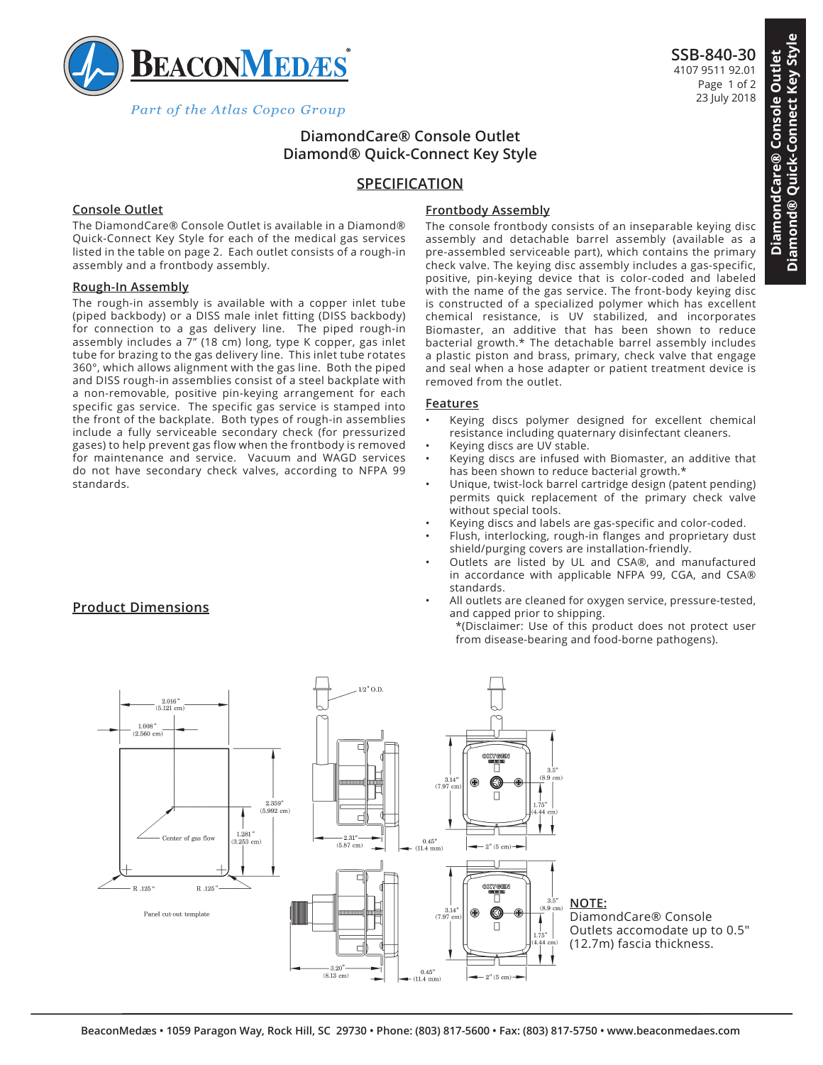# DiamondCare® Console Outlet
# Diamond® Quick-Connect Key Style

SSB-840-30
4107 9511 92.01
23 July 2018

## SPECIFICATION

### Console Outlet

The DiamondCare® Console Outlet is available in a Diamond® Quick-Connect Key Style for each of the medical gas services listed in the table on page 2. Each outlet consists of a rough-in assembly and a frontbody assembly.

### Rough-In Assembly

The rough-in assembly is available with a copper inlet tube (piped backbody) or a DISS male inlet fitting (DISS backbody) for connection to a gas delivery line. The piped rough-in assembly includes a 7" (18 cm) long, type K copper, gas inlet tube for brazing to the gas delivery line. This inlet tube rotates 360°, which allows alignment with the gas line. Both the piped and DISS rough-in assemblies consist of a steel backplate with a non-removable, positive pin-keying arrangement for each specific gas service. The specific gas service is stamped into the front of the backplate. Both types of rough-in assemblies include a fully serviceable secondary check (for pressurized gases) to help prevent gas flow when the frontbody is removed for maintenance and service. Vacuum and WAGD services do not have secondary check valves, according to NFPA 99 standards.

### Frontbody Assembly

The console frontbody consists of an inseparable keying disc assembly and detachable barrel assembly (available as a pre-assembled serviceable part), which contains the primary check valve. The keying disc assembly includes a gas-specific, positive, pin-keying device that is color-coded and labeled with the name of the gas service. The front-body keying disc is constructed of a specialized polymer which has excellent chemical resistance, is UV stabilized, and incorporates Biomaster, an additive that has been shown to reduce bacterial growth.* The detachable barrel assembly includes a plastic piston and brass, primary, check valve that engage and seal when a hose adapter or patient treatment device is removed from the outlet.

### Features

- Keying discs polymer designed for excellent chemical resistance including quaternary disinfectant cleaners.
- Keying discs are UV stable.
- Keying discs are infused with Biomaster, an additive that has been shown to reduce bacterial growth.*
- Unique, twist-lock barrel cartridge design (patent pending) permits quick replacement of the primary check valve without special tools.
- Keying discs and labels are gas-specific and color-coded.
- Flush, interlocking, rough-in flanges and proprietary dust shield/purging covers are installation-friendly.
- Outlets are listed by UL and CSA®, and manufactured in accordance with applicable NFPA 99, CGA, and CSA® standards.
- All outlets are cleaned for oxygen service, pressure-tested, and capped prior to shipping.

*(Disclaimer: Use of this product does not protect user from disease-bearing and food-borne pathogens).

### Product Dimensions

**NOTE:**
DiamondCare® Console Outlets accomodate up to 0.5" (12.7m) fascia thickness.

BeaconMedæs • 1059 Paragon Way, Rock Hill, SC 29730 • Phone: (803) 817-5600 • Fax: (803) 817-5750 • www.beaconmedaes.com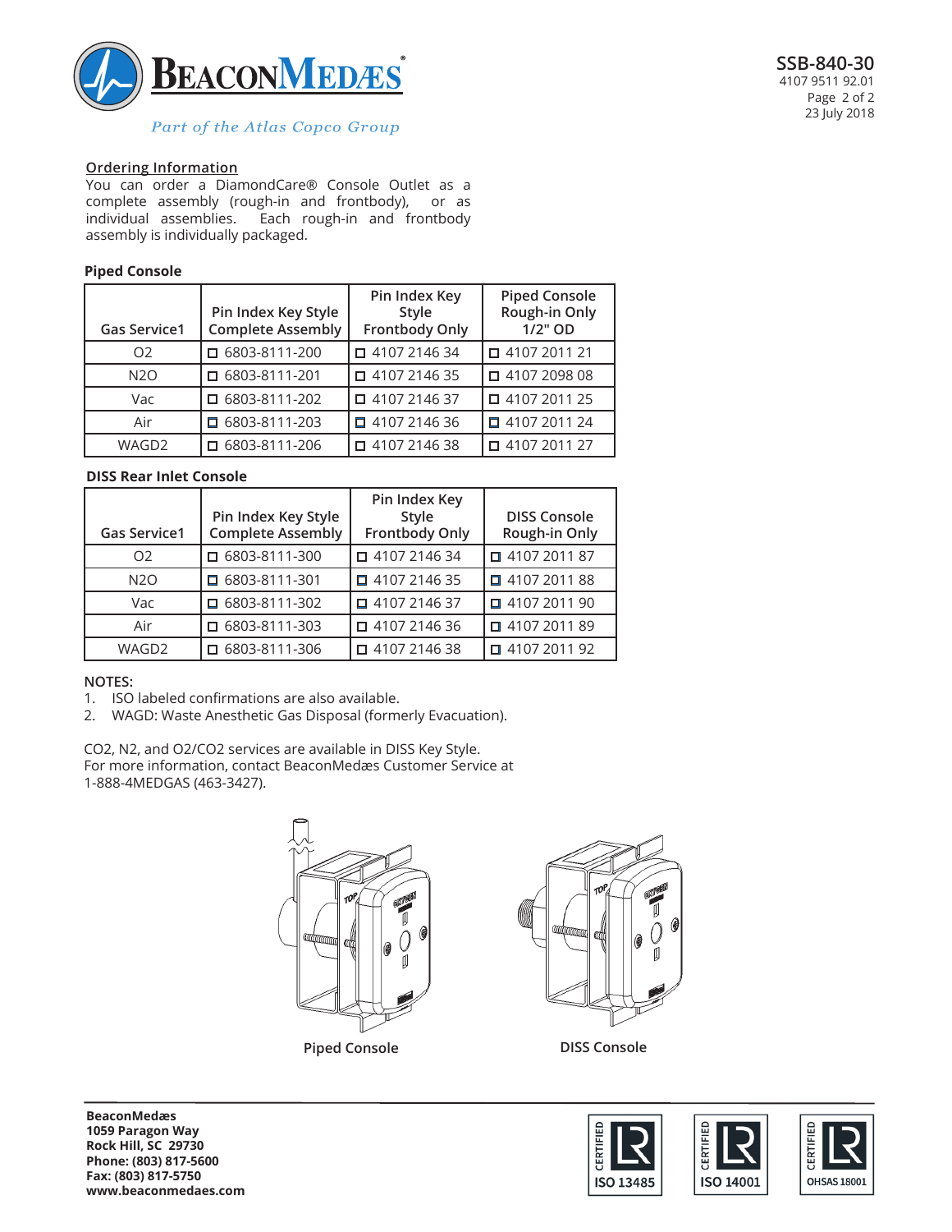## Ordering Information

You can order a DiamondCare® Console Outlet as a complete assembly (rough-in and frontbody), or as individual assemblies. Each rough-in and frontbody assembly is individually packaged.

### Piped Console

| Gas Service1 | Pin Index Key Style Complete Assembly | Pin Index Key Style Frontbody Only | Piped Console Rough-in Only 1/2" OD |
|---|---|---|---|
| O2 | ☐ 6803-8111-200 | ☐ 4107 2146 34 | ☐ 4107 2011 21 |
| N2O | ☐ 6803-8111-201 | ☐ 4107 2146 35 | ☐ 4107 2098 08 |
| Vac | ☐ 6803-8111-202 | ☐ 4107 2146 37 | ☐ 4107 2011 25 |
| Air | ☐ 6803-8111-203 | ☐ 4107 2146 36 | ☐ 4107 2011 24 |
| WAGD2 | ☐ 6803-8111-206 | ☐ 4107 2146 38 | ☐ 4107 2011 27 |

### DISS Rear Inlet Console

| Gas Service1 | Pin Index Key Style Complete Assembly | Pin Index Key Style Frontbody Only | DISS Console Rough-in Only |
|---|---|---|---|
| O2 | ☐ 6803-8111-300 | ☐ 4107 2146 34 | ☐ 4107 2011 87 |
| N2O | ☐ 6803-8111-301 | ☐ 4107 2146 35 | ☐ 4107 2011 88 |
| Vac | ☐ 6803-8111-302 | ☐ 4107 2146 37 | ☐ 4107 2011 90 |
| Air | ☐ 6803-8111-303 | ☐ 4107 2146 36 | ☐ 4107 2011 89 |
| WAGD2 | ☐ 6803-8111-306 | ☐ 4107 2146 38 | ☐ 4107 2011 92 |

**NOTES:**

1. ISO labeled confirmations are also available.
2. WAGD: Waste Anesthetic Gas Disposal (formerly Evacuation).

CO2, N2, and O2/CO2 services are available in DISS Key Style.
For more information, contact BeaconMedæs Customer Service at 1-888-4MEDGAS (463-3427).

Piped Console

DISS Console

**BeaconMedæs**
**1059 Paragon Way**
**Rock Hill, SC 29730**
**Phone: (803) 817-5600**
**Fax: (803) 817-5750**
**www.beaconmedaes.com**